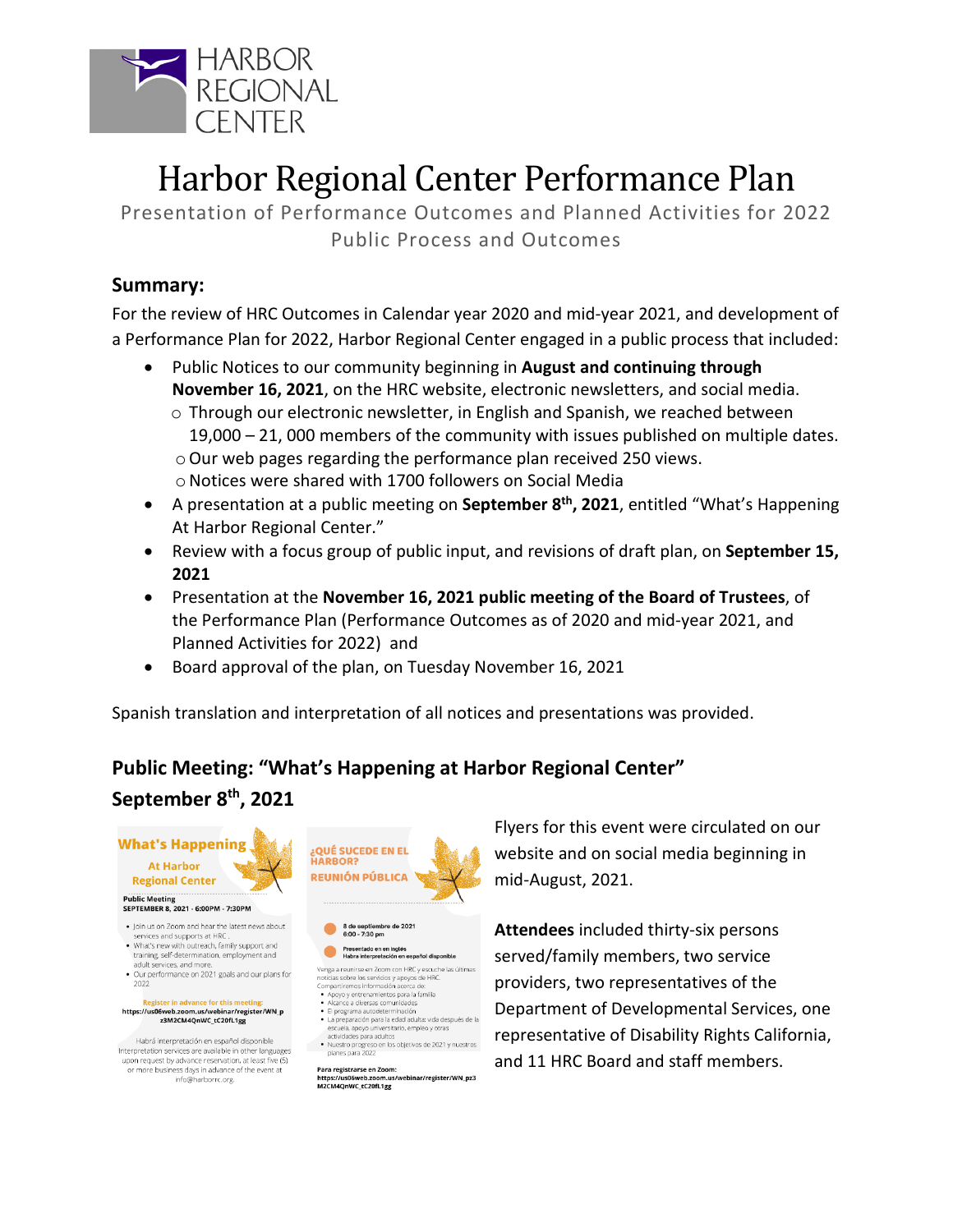# Harbor Regional Center Performance Plan

Presentation of Performance Outcomes and Planned Activities for 2022
Public Process and Outcomes

## Summary:

For the review of HRC Outcomes in Calendar year 2020 and mid-year 2021, and development of a Performance Plan for 2022, Harbor Regional Center engaged in a public process that included:

- Public Notices to our community beginning in **August and continuing through November 16, 2021**, on the HRC website, electronic newsletters, and social media.
  - Through our electronic newsletter, in English and Spanish, we reached between 19,000 – 21, 000 members of the community with issues published on multiple dates.
  - Our web pages regarding the performance plan received 250 views.
  - Notices were shared with 1700 followers on Social Media
- A presentation at a public meeting on **September 8th, 2021**, entitled "What's Happening At Harbor Regional Center."
- Review with a focus group of public input, and revisions of draft plan, on **September 15, 2021**
- Presentation at the **November 16, 2021 public meeting of the Board of Trustees**, of the Performance Plan (Performance Outcomes as of 2020 and mid-year 2021, and Planned Activities for 2022) and
- Board approval of the plan, on Tuesday November 16, 2021

Spanish translation and interpretation of all notices and presentations was provided.

## Public Meeting: "What's Happening at Harbor Regional Center" September 8th, 2021

**What's Happening At Harbor Regional Center**

Public Meeting
SEPTEMBER 8, 2021 - 6:00PM - 7:30PM

- Join us on Zoom and hear the latest news about services and supports at HRC.
- What's new with outreach, family support and training, self-determination, employment and adult services, and more.
- Our performance on 2021 goals and our plans for 2022

Register in advance for this meeting:
https://us06web.zoom.us/webinar/register/WN_pz3M2CM4QnWC_tC20fL1gg

Habrá interpretación en español disponible
Interpretation services are available in other languages upon request by advance reservation, at least five (5) or more business days in advance of the event at info@harborrc.org.

**¿QUÉ SUCEDE EN EL HARBOR? REUNIÓN PÚBLICA**

8 de septiembre de 2021
6:00 - 7:30 pm

Presentado en en inglés
Habra interpretación en español disponible

Venga a reunirse en Zoom con HRC y escuche las últimas noticias sobre los servicios y apoyos de HRC.
Compartiremos información acerca de:

- Apoyo y entrenamientos para la familia
- Alcance a diversas comunidades
- E programa autodeterminación
- La preparación para la edad adulta: vida después de la escuela, apoyo universitario, empleo y otras actividades para adultos
- Nuestro progreso en los objetivos de 2021 y nuestros planes para 2022

Para registrarse en Zoom:
https://us06web.zoom.us/webinar/register/WN_pz3M2CM4QnWC_tC20fL1gg

Flyers for this event were circulated on our website and on social media beginning in mid-August, 2021.

**Attendees** included thirty-six persons served/family members, two service providers, two representatives of the Department of Developmental Services, one representative of Disability Rights California, and 11 HRC Board and staff members.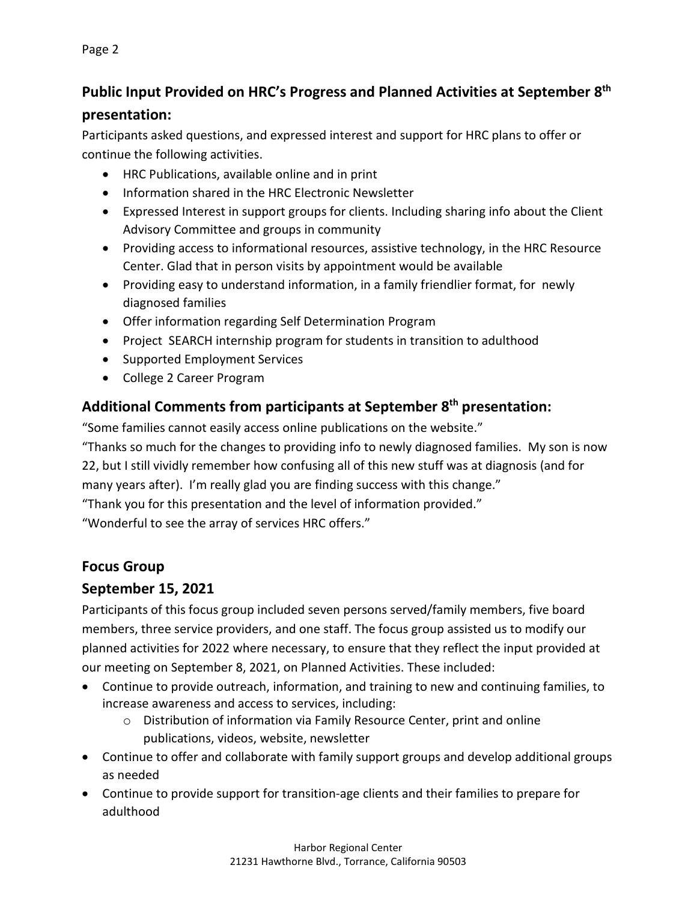## Public Input Provided on HRC's Progress and Planned Activities at September 8th presentation:

Participants asked questions, and expressed interest and support for HRC plans to offer or continue the following activities.

- HRC Publications, available online and in print
- Information shared in the HRC Electronic Newsletter
- Expressed Interest in support groups for clients. Including sharing info about the Client Advisory Committee and groups in community
- Providing access to informational resources, assistive technology, in the HRC Resource Center. Glad that in person visits by appointment would be available
- Providing easy to understand information, in a family friendlier format, for newly diagnosed families
- Offer information regarding Self Determination Program
- Project SEARCH internship program for students in transition to adulthood
- Supported Employment Services
- College 2 Career Program

## Additional Comments from participants at September 8th presentation:

"Some families cannot easily access online publications on the website."

"Thanks so much for the changes to providing info to newly diagnosed families. My son is now 22, but I still vividly remember how confusing all of this new stuff was at diagnosis (and for many years after). I'm really glad you are finding success with this change."

"Thank you for this presentation and the level of information provided."

"Wonderful to see the array of services HRC offers."

## Focus Group

## September 15, 2021

Participants of this focus group included seven persons served/family members, five board members, three service providers, and one staff. The focus group assisted us to modify our planned activities for 2022 where necessary, to ensure that they reflect the input provided at our meeting on September 8, 2021, on Planned Activities. These included:

- Continue to provide outreach, information, and training to new and continuing families, to increase awareness and access to services, including:
  - Distribution of information via Family Resource Center, print and online publications, videos, website, newsletter
- Continue to offer and collaborate with family support groups and develop additional groups as needed
- Continue to provide support for transition-age clients and their families to prepare for adulthood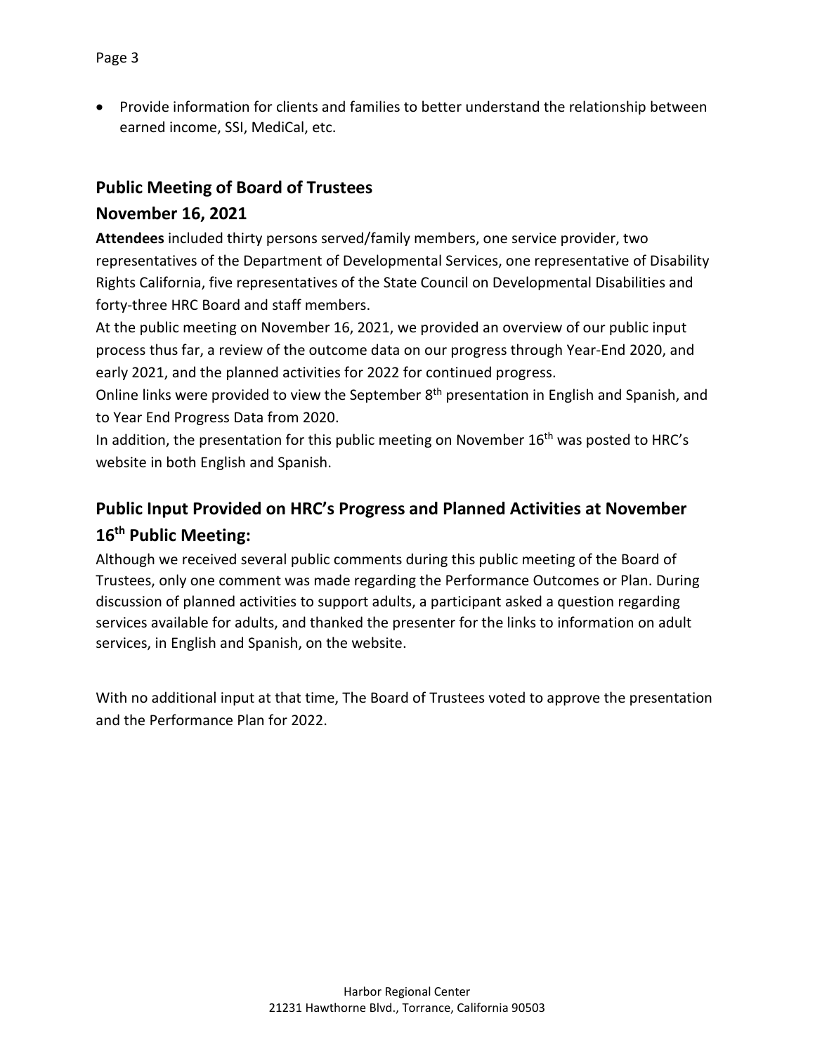- Provide information for clients and families to better understand the relationship between earned income, SSI, MediCal, etc.

## Public Meeting of Board of Trustees

## November 16, 2021

**Attendees** included thirty persons served/family members, one service provider, two representatives of the Department of Developmental Services, one representative of Disability Rights California, five representatives of the State Council on Developmental Disabilities and forty-three HRC Board and staff members.

At the public meeting on November 16, 2021, we provided an overview of our public input process thus far, a review of the outcome data on our progress through Year-End 2020, and early 2021, and the planned activities for 2022 for continued progress.

Online links were provided to view the September 8th presentation in English and Spanish, and to Year End Progress Data from 2020.

In addition, the presentation for this public meeting on November 16th was posted to HRC's website in both English and Spanish.

## Public Input Provided on HRC's Progress and Planned Activities at November 16th Public Meeting:

Although we received several public comments during this public meeting of the Board of Trustees, only one comment was made regarding the Performance Outcomes or Plan. During discussion of planned activities to support adults, a participant asked a question regarding services available for adults, and thanked the presenter for the links to information on adult services, in English and Spanish, on the website.

With no additional input at that time, The Board of Trustees voted to approve the presentation and the Performance Plan for 2022.

Harbor Regional Center
21231 Hawthorne Blvd., Torrance, California 90503